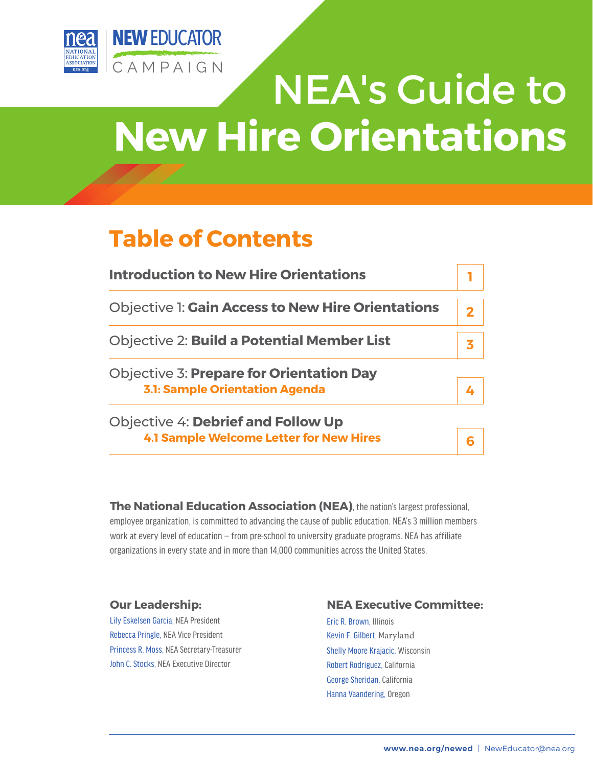NEW EDUCATOR CAMPAIGN

# NEA's Guide to New Hire Orientations

## Table of Contents

| | |
|---|---|
| **Introduction to New Hire Orientations** | 1 |
| Objective 1: **Gain Access to New Hire Orientations** | 2 |
| Objective 2: **Build a Potential Member List** | 3 |
| Objective 3: **Prepare for Orientation Day** <br> **3.1: Sample Orientation Agenda** | 4 |
| Objective 4: **Debrief and Follow Up** <br> **4.1 Sample Welcome Letter for New Hires** | 6 |

**The National Education Association (NEA)**, the nation's largest professional, employee organization, is committed to advancing the cause of public education. NEA's 3 million members work at every level of education — from pre-school to university graduate programs. NEA has affiliate organizations in every state and in more than 14,000 communities across the United States.

### Our Leadership:

Lily Eskelsen García, NEA President
Rebecca Pringle, NEA Vice President
Princess R. Moss, NEA Secretary-Treasurer
John C. Stocks, NEA Executive Director

### NEA Executive Committee:

Eric R. Brown, Illinois
Kevin F. Gilbert, Maryland
Shelly Moore Krajacic, Wisconsin
Robert Rodriguez, California
George Sheridan, California
Hanna Vaandering, Oregon

**www.nea.org/newed** | NewEducator@nea.org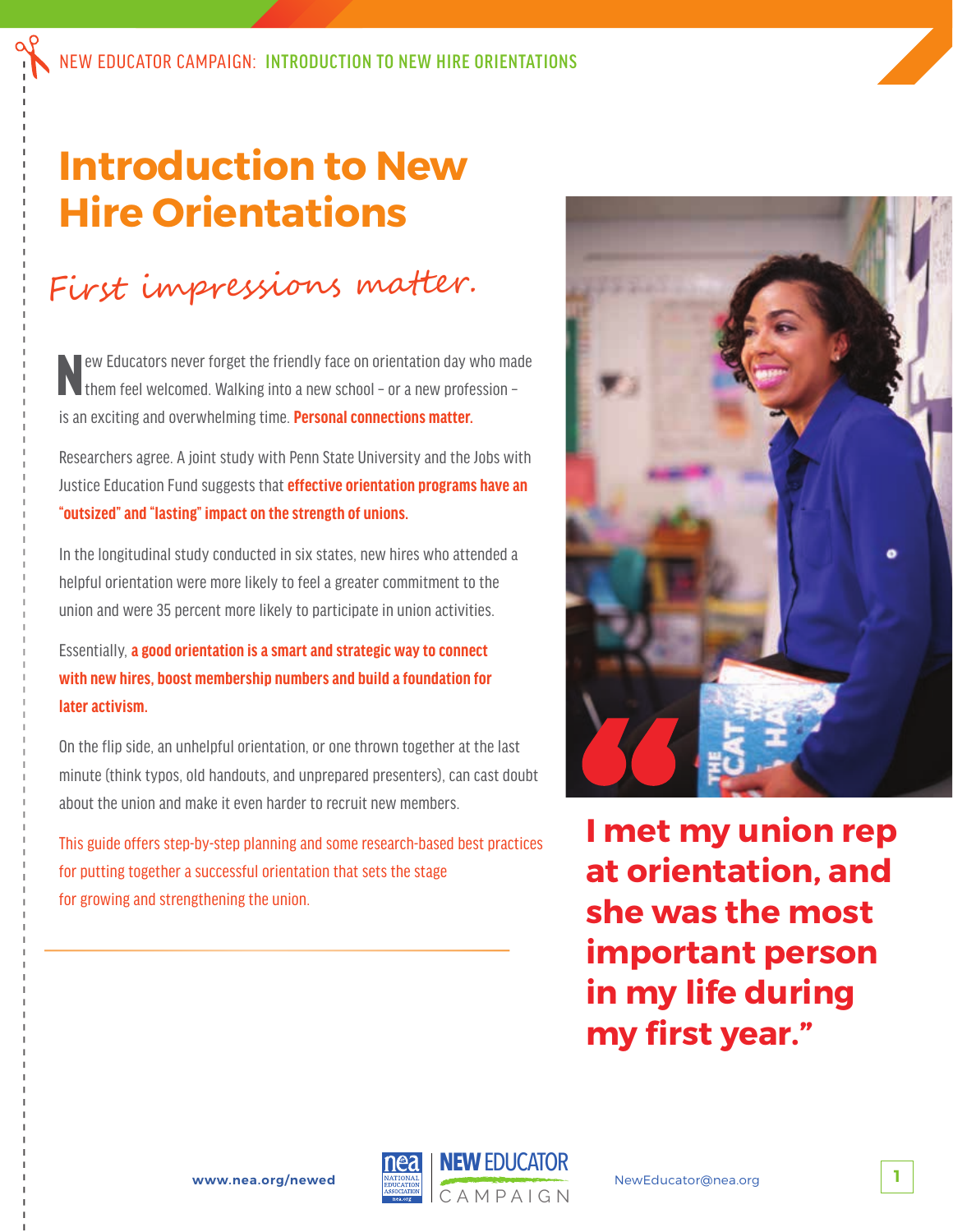# Introduction to New Hire Orientations

## First impressions matter.

New Educators never forget the friendly face on orientation day who made them feel welcomed. Walking into a new school – or a new profession – is an exciting and overwhelming time. **Personal connections matter.**

Researchers agree. A joint study with Penn State University and the Jobs with Justice Education Fund suggests that **effective orientation programs have an "outsized" and "lasting" impact on the strength of unions.**

In the longitudinal study conducted in six states, new hires who attended a helpful orientation were more likely to feel a greater commitment to the union and were 35 percent more likely to participate in union activities.

Essentially, **a good orientation is a smart and strategic way to connect with new hires, boost membership numbers and build a foundation for later activism.**

On the flip side, an unhelpful orientation, or one thrown together at the last minute (think typos, old handouts, and unprepared presenters), can cast doubt about the union and make it even harder to recruit new members.

This guide offers step-by-step planning and some research-based best practices for putting together a successful orientation that sets the stage for growing and strengthening the union.

> **"I met my union rep at orientation, and she was the most important person in my life during my first year."**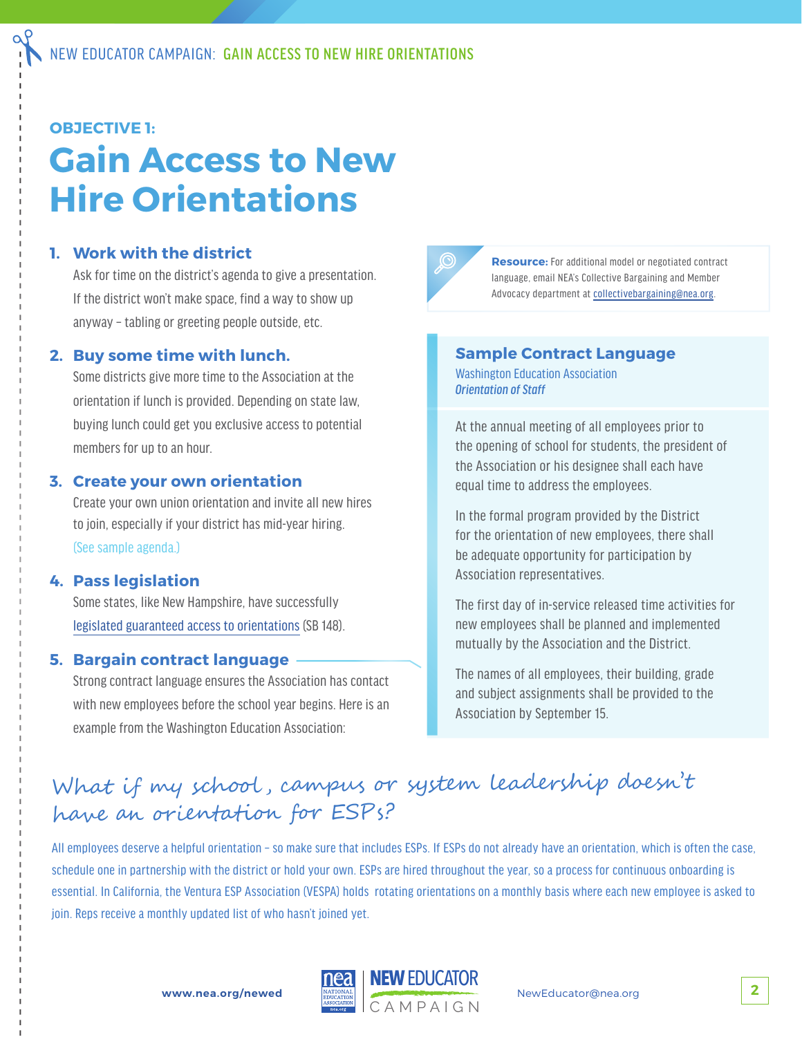**OBJECTIVE 1:**

# Gain Access to New Hire Orientations

1. **Work with the district**

   Ask for time on the district's agenda to give a presentation. If the district won't make space, find a way to show up anyway – tabling or greeting people outside, etc.

2. **Buy some time with lunch.**

   Some districts give more time to the Association at the orientation if lunch is provided. Depending on state law, buying lunch could get you exclusive access to potential members for up to an hour.

3. **Create your own orientation**

   Create your own union orientation and invite all new hires to join, especially if your district has mid-year hiring. (See sample agenda.)

4. **Pass legislation**

   Some states, like New Hampshire, have successfully legislated guaranteed access to orientations (SB 148).

5. **Bargain contract language**

   Strong contract language ensures the Association has contact with new employees before the school year begins. Here is an example from the Washington Education Association:

**Resource:** For additional model or negotiated contract language, email NEA's Collective Bargaining and Member Advocacy department at collectivebargaining@nea.org.

### Sample Contract Language

Washington Education Association

*Orientation of Staff*

At the annual meeting of all employees prior to the opening of school for students, the president of the Association or his designee shall each have equal time to address the employees.

In the formal program provided by the District for the orientation of new employees, there shall be adequate opportunity for participation by Association representatives.

The first day of in-service released time activities for new employees shall be planned and implemented mutually by the Association and the District.

The names of all employees, their building, grade and subject assignments shall be provided to the Association by September 15.

## What if my school, campus or system leadership doesn't have an orientation for ESPs?

All employees deserve a helpful orientation – so make sure that includes ESPs. If ESPs do not already have an orientation, which is often the case, schedule one in partnership with the district or hold your own. ESPs are hired throughout the year, so a process for continuous onboarding is essential. In California, the Ventura ESP Association (VESPA) holds rotating orientations on a monthly basis where each new employee is asked to join. Reps receive a monthly updated list of who hasn't joined yet.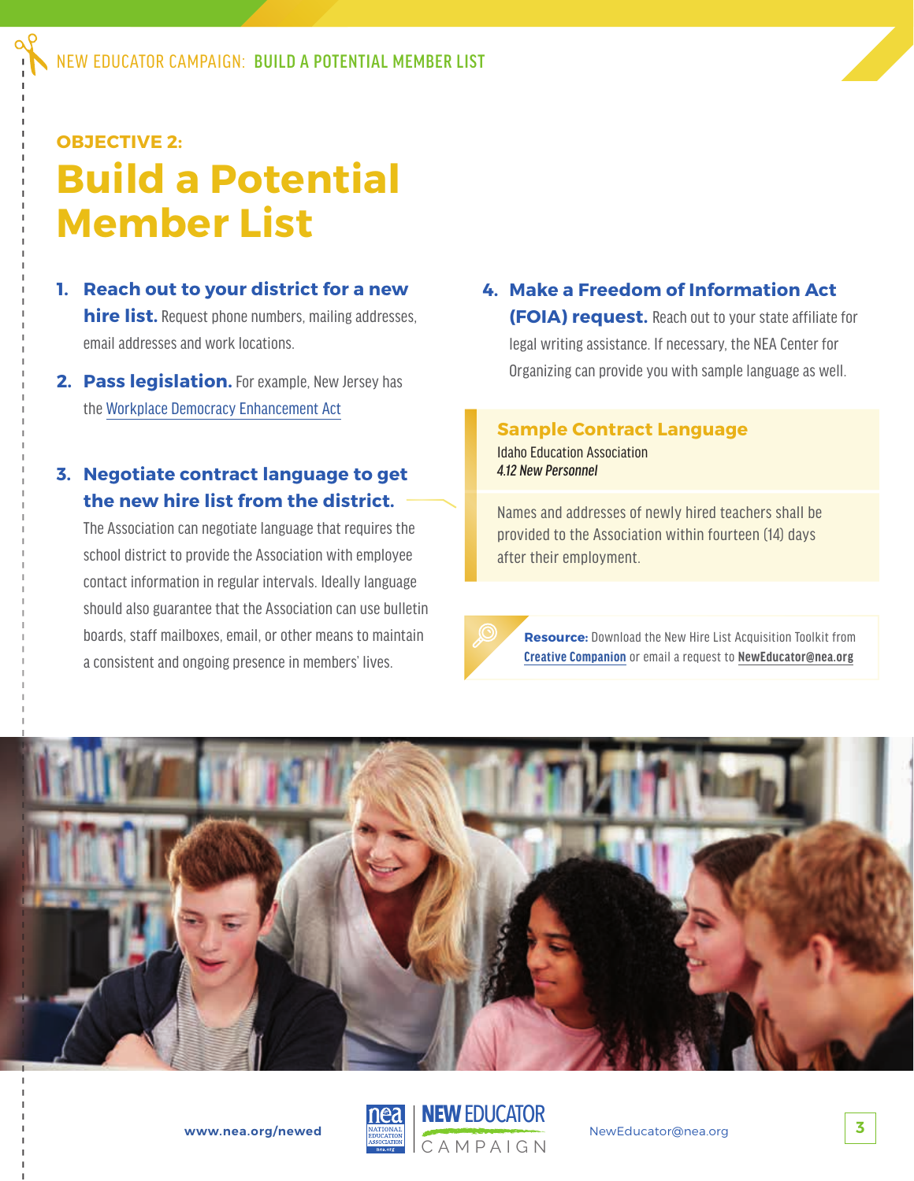### OBJECTIVE 2:

# Build a Potential Member List

1. **Reach out to your district for a new hire list.** Request phone numbers, mailing addresses, email addresses and work locations.

2. **Pass legislation.** For example, New Jersey has the Workplace Democracy Enhancement Act

3. **Negotiate contract language to get the new hire list from the district.** The Association can negotiate language that requires the school district to provide the Association with employee contact information in regular intervals. Ideally language should also guarantee that the Association can use bulletin boards, staff mailboxes, email, or other means to maintain a consistent and ongoing presence in members' lives.

4. **Make a Freedom of Information Act (FOIA) request.** Reach out to your state affiliate for legal writing assistance. If necessary, the NEA Center for Organizing can provide you with sample language as well.

### Sample Contract Language

Idaho Education Association
*4.12 New Personnel*

Names and addresses of newly hired teachers shall be provided to the Association within fourteen (14) days after their employment.

**Resource:** Download the New Hire List Acquisition Toolkit from **Creative Companion** or email a request to **NewEducator@nea.org**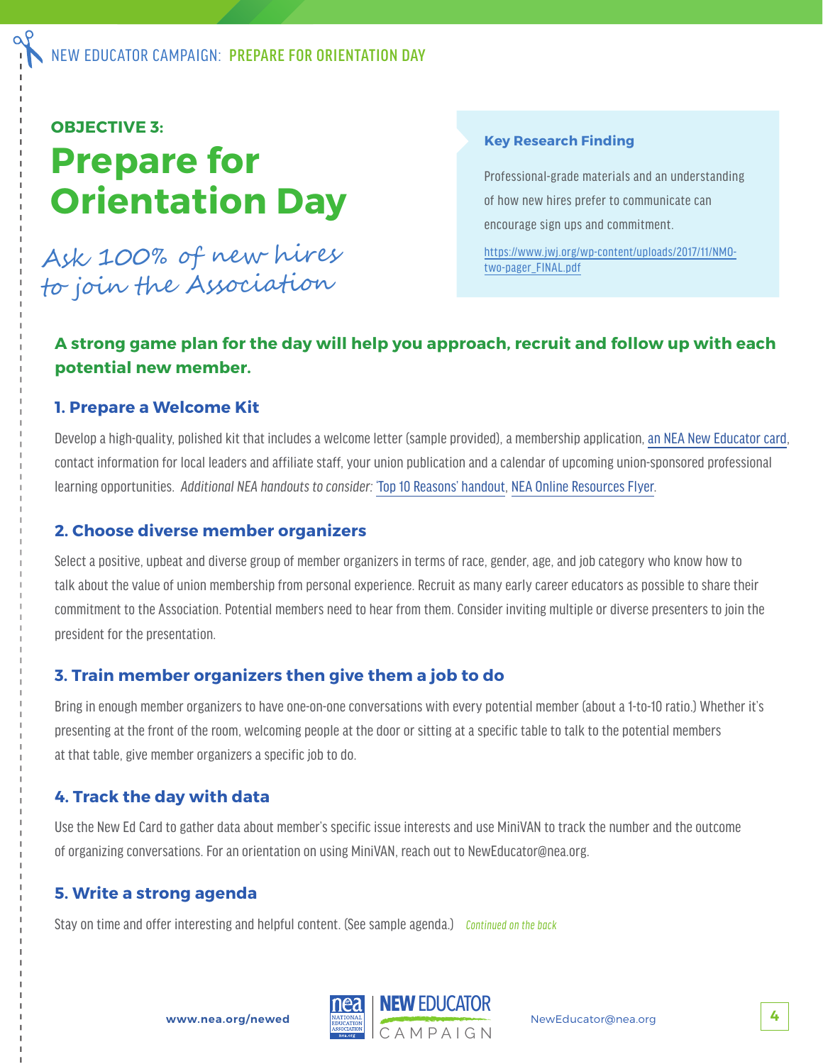**OBJECTIVE 3:**

# Prepare for Orientation Day

*Ask 100% of new hires to join the Association*

**Key Research Finding**

Professional-grade materials and an understanding of how new hires prefer to communicate can encourage sign ups and commitment.

https://www.jwj.org/wp-content/uploads/2017/11/NMO-two-pager_FINAL.pdf

**A strong game plan for the day will help you approach, recruit and follow up with each potential new member.**

### 1. Prepare a Welcome Kit

Develop a high-quality, polished kit that includes a welcome letter (sample provided), a membership application, an NEA New Educator card, contact information for local leaders and affiliate staff, your union publication and a calendar of upcoming union-sponsored professional learning opportunities. *Additional NEA handouts to consider:* 'Top 10 Reasons' handout, NEA Online Resources Flyer.

### 2. Choose diverse member organizers

Select a positive, upbeat and diverse group of member organizers in terms of race, gender, age, and job category who know how to talk about the value of union membership from personal experience. Recruit as many early career educators as possible to share their commitment to the Association. Potential members need to hear from them. Consider inviting multiple or diverse presenters to join the president for the presentation.

### 3. Train member organizers then give them a job to do

Bring in enough member organizers to have one-on-one conversations with every potential member (about a 1-to-10 ratio.) Whether it's presenting at the front of the room, welcoming people at the door or sitting at a specific table to talk to the potential members at that table, give member organizers a specific job to do.

### 4. Track the day with data

Use the New Ed Card to gather data about member's specific issue interests and use MiniVAN to track the number and the outcome of organizing conversations. For an orientation on using MiniVAN, reach out to NewEducator@nea.org.

### 5. Write a strong agenda

Stay on time and offer interesting and helpful content. (See sample agenda.) *Continued on the back*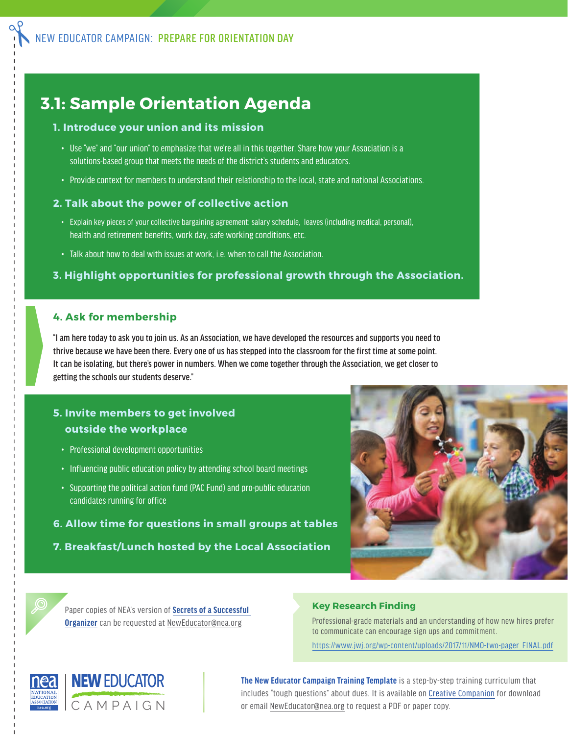NEW EDUCATOR CAMPAIGN: **PREPARE FOR ORIENTATION DAY**

# 3.1: Sample Orientation Agenda

### 1. Introduce your union and its mission

- Use "we" and "our union" to emphasize that we're all in this together. Share how your Association is a solutions-based group that meets the needs of the district's students and educators.
- Provide context for members to understand their relationship to the local, state and national Associations.

### 2. Talk about the power of collective action

- Explain key pieces of your collective bargaining agreement: salary schedule, leaves (including medical, personal), health and retirement benefits, work day, safe working conditions, etc.
- Talk about how to deal with issues at work, i.e. when to call the Association.

### 3. Highlight opportunities for professional growth through the Association.

### 4. Ask for membership

"I am here today to ask you to join us. As an Association, we have developed the resources and supports you need to thrive because we have been there. Every one of us has stepped into the classroom for the first time at some point. It can be isolating, but there's power in numbers. When we come together through the Association, we get closer to getting the schools our students deserve."

### 5. Invite members to get involved outside the workplace

- Professional development opportunities
- Influencing public education policy by attending school board meetings
- Supporting the political action fund (PAC Fund) and pro-public education candidates running for office

### 6. Allow time for questions in small groups at tables

### 7. Breakfast/Lunch hosted by the Local Association

Paper copies of NEA's version of **Secrets of a Successful Organizer** can be requested at NewEducator@nea.org

**Key Research Finding**

Professional-grade materials and an understanding of how new hires prefer to communicate can encourage sign ups and commitment.

https://www.jwj.org/wp-content/uploads/2017/11/NMO-two-pager_FINAL.pdf

NEA National Education Association — NEW EDUCATOR CAMPAIGN

**The New Educator Campaign Training Template** is a step-by-step training curriculum that includes "tough questions" about dues. It is available on Creative Companion for download or email NewEducator@nea.org to request a PDF or paper copy.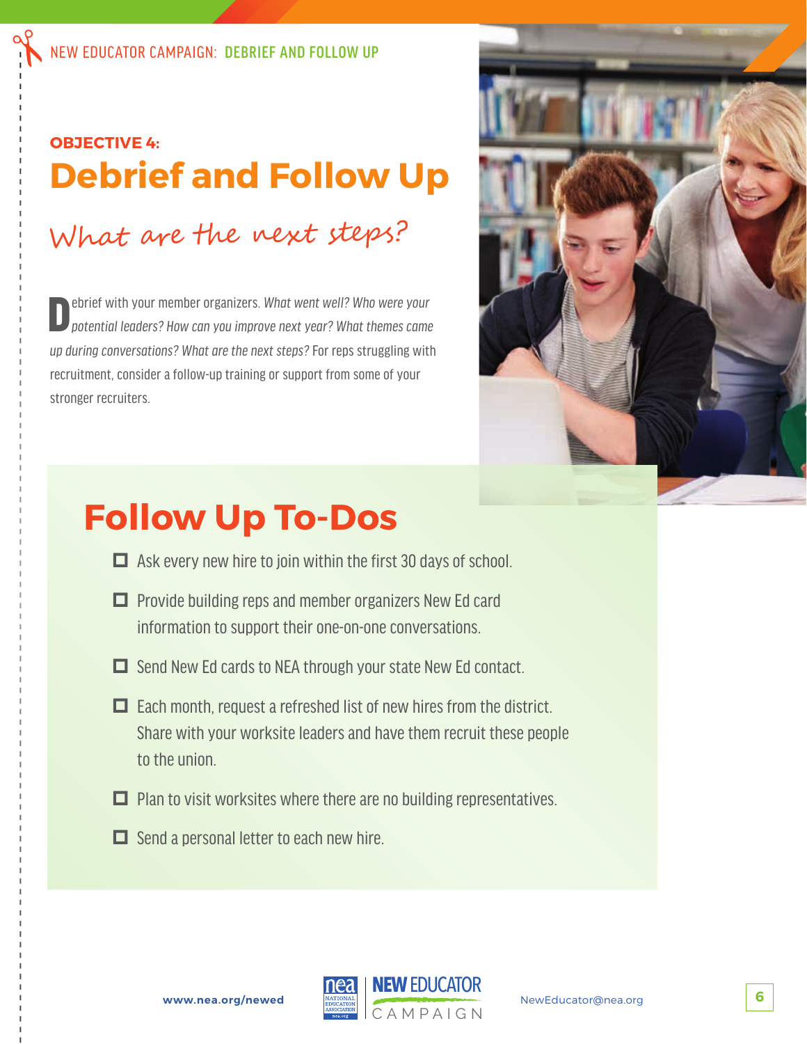NEW EDUCATOR CAMPAIGN: DEBRIEF AND FOLLOW UP

**OBJECTIVE 4:**

# Debrief and Follow Up

## What are the next steps?

Debrief with your member organizers. *What went well? Who were your potential leaders? How can you improve next year? What themes came up during conversations? What are the next steps?* For reps struggling with recruitment, consider a follow-up training or support from some of your stronger recruiters.

## Follow Up To-Dos

- ☐ Ask every new hire to join within the first 30 days of school.
- ☐ Provide building reps and member organizers New Ed card information to support their one-on-one conversations.
- ☐ Send New Ed cards to NEA through your state New Ed contact.
- ☐ Each month, request a refreshed list of new hires from the district. Share with your worksite leaders and have them recruit these people to the union.
- ☐ Plan to visit worksites where there are no building representatives.
- ☐ Send a personal letter to each new hire.

www.nea.org/newed NewEducator@nea.org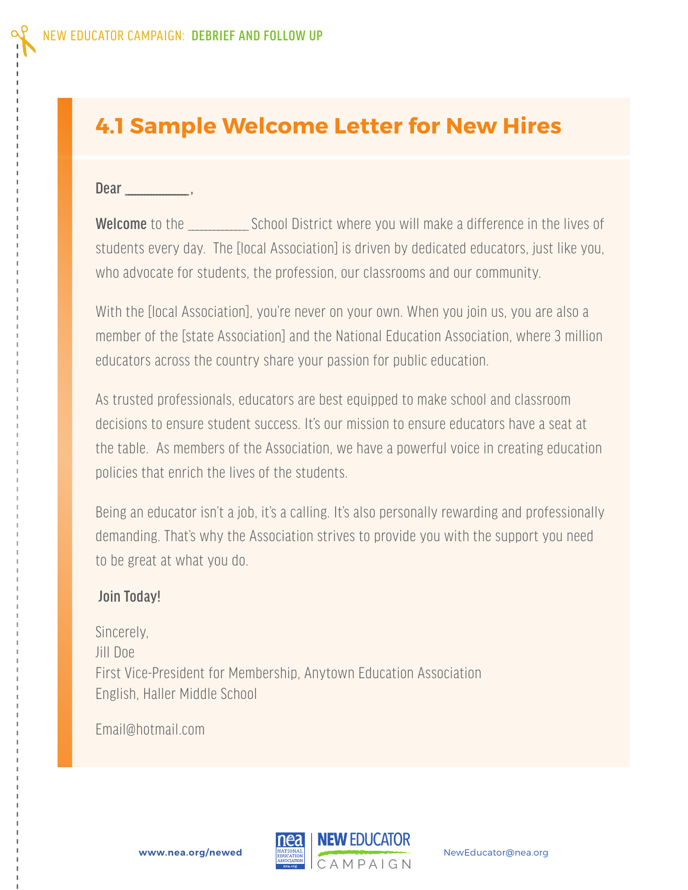# 4.1 Sample Welcome Letter for New Hires

**Dear __________,**

**Welcome** to the __________ School District where you will make a difference in the lives of students every day. The [local Association] is driven by dedicated educators, just like you, who advocate for students, the profession, our classrooms and our community.

With the [local Association], you're never on your own. When you join us, you are also a member of the [state Association] and the National Education Association, where 3 million educators across the country share your passion for public education.

As trusted professionals, educators are best equipped to make school and classroom decisions to ensure student success. It's our mission to ensure educators have a seat at the table. As members of the Association, we have a powerful voice in creating education policies that enrich the lives of the students.

Being an educator isn't a job, it's a calling. It's also personally rewarding and professionally demanding. That's why the Association strives to provide you with the support you need to be great at what you do.

**Join Today!**

Sincerely,
Jill Doe
First Vice-President for Membership, Anytown Education Association
English, Haller Middle School

Email@hotmail.com